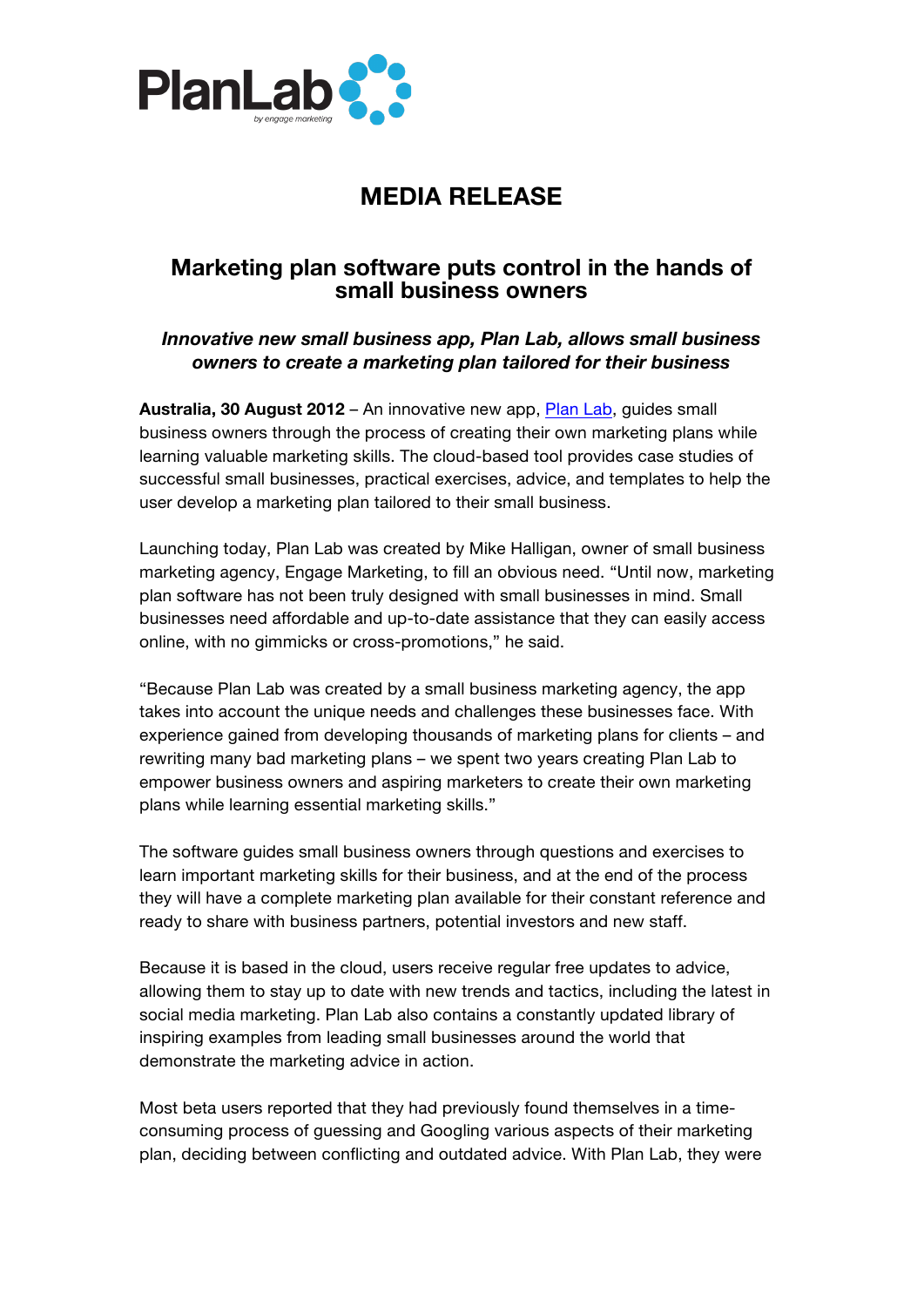PlanLab
by engage marketing

# MEDIA RELEASE

## Marketing plan software puts control in the hands of small business owners

### *Innovative new small business app, Plan Lab, allows small business owners to create a marketing plan tailored for their business*

**Australia, 30 August 2012** – An innovative new app, Plan Lab, guides small business owners through the process of creating their own marketing plans while learning valuable marketing skills. The cloud-based tool provides case studies of successful small businesses, practical exercises, advice, and templates to help the user develop a marketing plan tailored to their small business.

Launching today, Plan Lab was created by Mike Halligan, owner of small business marketing agency, Engage Marketing, to fill an obvious need. "Until now, marketing plan software has not been truly designed with small businesses in mind. Small businesses need affordable and up-to-date assistance that they can easily access online, with no gimmicks or cross-promotions," he said.

"Because Plan Lab was created by a small business marketing agency, the app takes into account the unique needs and challenges these businesses face. With experience gained from developing thousands of marketing plans for clients – and rewriting many bad marketing plans – we spent two years creating Plan Lab to empower business owners and aspiring marketers to create their own marketing plans while learning essential marketing skills."

The software guides small business owners through questions and exercises to learn important marketing skills for their business, and at the end of the process they will have a complete marketing plan available for their constant reference and ready to share with business partners, potential investors and new staff.

Because it is based in the cloud, users receive regular free updates to advice, allowing them to stay up to date with new trends and tactics, including the latest in social media marketing. Plan Lab also contains a constantly updated library of inspiring examples from leading small businesses around the world that demonstrate the marketing advice in action.

Most beta users reported that they had previously found themselves in a time-consuming process of guessing and Googling various aspects of their marketing plan, deciding between conflicting and outdated advice. With Plan Lab, they were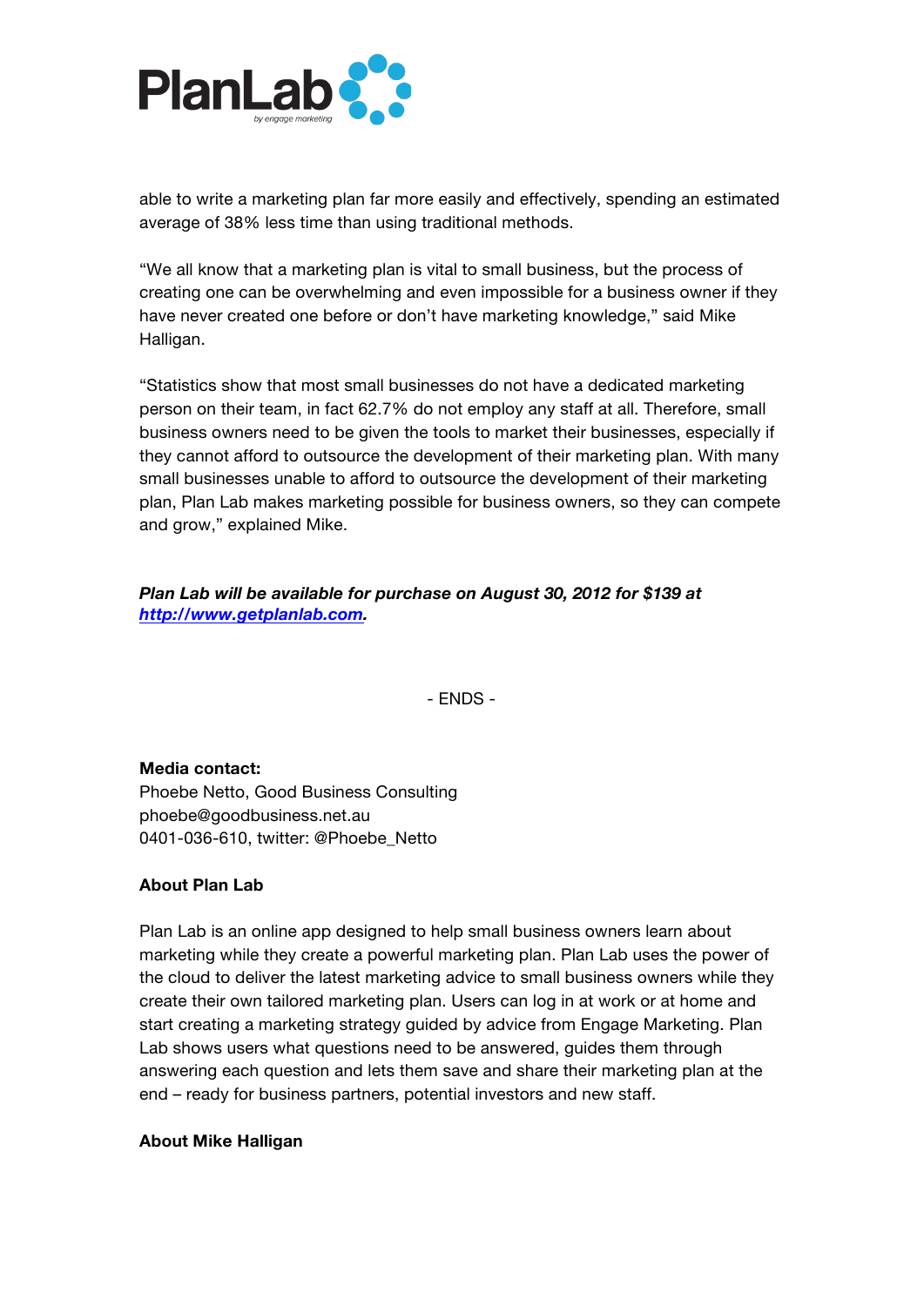able to write a marketing plan far more easily and effectively, spending an estimated average of 38% less time than using traditional methods.

"We all know that a marketing plan is vital to small business, but the process of creating one can be overwhelming and even impossible for a business owner if they have never created one before or don't have marketing knowledge," said Mike Halligan.

"Statistics show that most small businesses do not have a dedicated marketing person on their team, in fact 62.7% do not employ any staff at all. Therefore, small business owners need to be given the tools to market their businesses, especially if they cannot afford to outsource the development of their marketing plan. With many small businesses unable to afford to outsource the development of their marketing plan, Plan Lab makes marketing possible for business owners, so they can compete and grow," explained Mike.

***Plan Lab will be available for purchase on August 30, 2012 for $139 at [http://www.getplanlab.com](http://www.getplanlab.com).***

- ENDS -

**Media contact:**
Phoebe Netto, Good Business Consulting
phoebe@goodbusiness.net.au
0401-036-610, twitter: @Phoebe_Netto

**About Plan Lab**

Plan Lab is an online app designed to help small business owners learn about marketing while they create a powerful marketing plan. Plan Lab uses the power of the cloud to deliver the latest marketing advice to small business owners while they create their own tailored marketing plan. Users can log in at work or at home and start creating a marketing strategy guided by advice from Engage Marketing. Plan Lab shows users what questions need to be answered, guides them through answering each question and lets them save and share their marketing plan at the end – ready for business partners, potential investors and new staff.

**About Mike Halligan**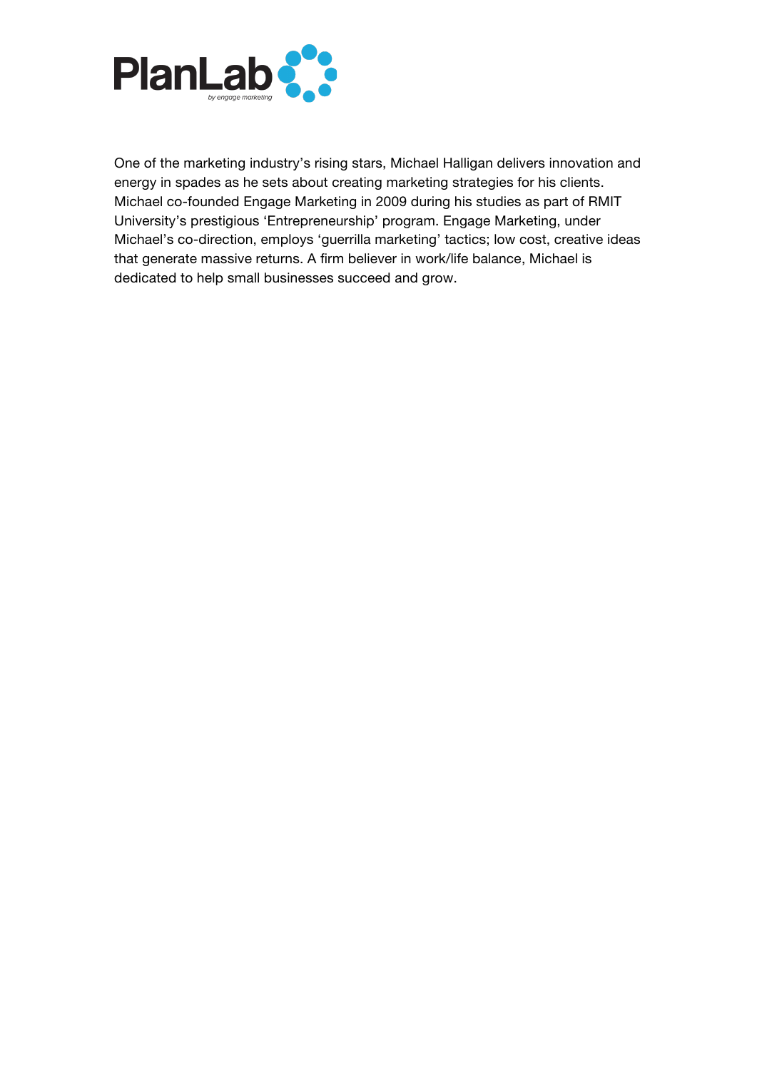One of the marketing industry's rising stars, Michael Halligan delivers innovation and energy in spades as he sets about creating marketing strategies for his clients. Michael co-founded Engage Marketing in 2009 during his studies as part of RMIT University's prestigious 'Entrepreneurship' program. Engage Marketing, under Michael's co-direction, employs 'guerrilla marketing' tactics; low cost, creative ideas that generate massive returns. A firm believer in work/life balance, Michael is dedicated to help small businesses succeed and grow.